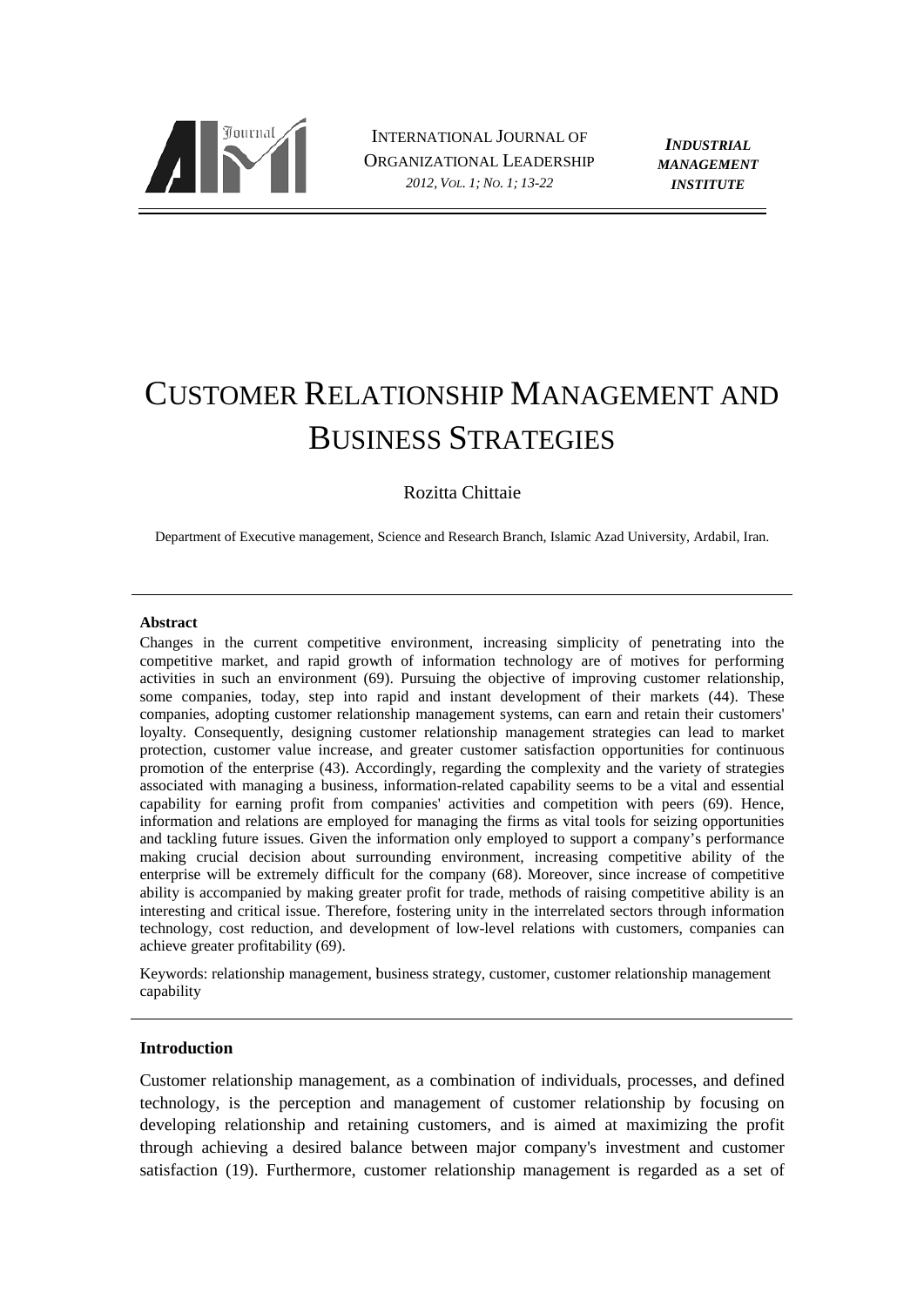# CUSTOMER RELATIONSHIP MANAGEMENT AND BUSINESS STRATEGIES

Rozitta Chittaie

Department of Executive management, Science and Research Branch, Islamic Azad University, Ardabil, Iran.

**Abstract**

Changes in the current competitive environment, increasing simplicity of penetrating into the competitive market, and rapid growth of information technology are of motives for performing activities in such an environment (69). Pursuing the objective of improving customer relationship, some companies, today, step into rapid and instant development of their markets (44). These companies, adopting customer relationship management systems, can earn and retain their customers' loyalty. Consequently, designing customer relationship management strategies can lead to market protection, customer value increase, and greater customer satisfaction opportunities for continuous promotion of the enterprise (43). Accordingly, regarding the complexity and the variety of strategies associated with managing a business, information-related capability seems to be a vital and essential capability for earning profit from companies' activities and competition with peers (69). Hence, information and relations are employed for managing the firms as vital tools for seizing opportunities and tackling future issues. Given the information only employed to support a company's performance making crucial decision about surrounding environment, increasing competitive ability of the enterprise will be extremely difficult for the company (68). Moreover, since increase of competitive ability is accompanied by making greater profit for trade, methods of raising competitive ability is an interesting and critical issue. Therefore, fostering unity in the interrelated sectors through information technology, cost reduction, and development of low-level relations with customers, companies can achieve greater profitability (69).

Keywords: relationship management, business strategy, customer, customer relationship management capability

## Introduction

Customer relationship management, as a combination of individuals, processes, and defined technology, is the perception and management of customer relationship by focusing on developing relationship and retaining customers, and is aimed at maximizing the profit through achieving a desired balance between major company's investment and customer satisfaction (19). Furthermore, customer relationship management is regarded as a set of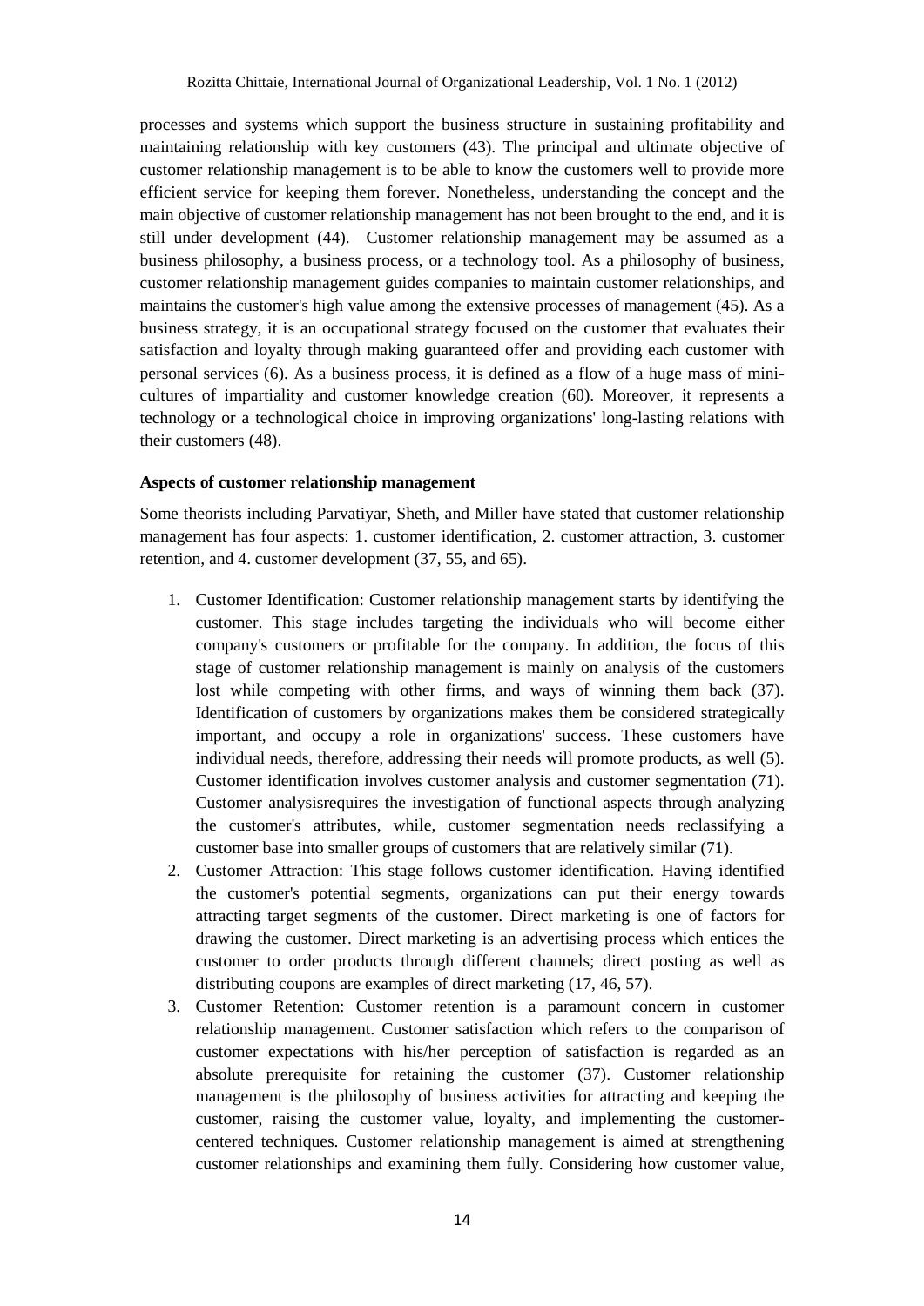processes and systems which support the business structure in sustaining profitability and maintaining relationship with key customers (43). The principal and ultimate objective of customer relationship management is to be able to know the customers well to provide more efficient service for keeping them forever. Nonetheless, understanding the concept and the main objective of customer relationship management has not been brought to the end, and it is still under development (44). Customer relationship management may be assumed as a business philosophy, a business process, or a technology tool. As a philosophy of business, customer relationship management guides companies to maintain customer relationships, and maintains the customer's high value among the extensive processes of management (45). As a business strategy, it is an occupational strategy focused on the customer that evaluates their satisfaction and loyalty through making guaranteed offer and providing each customer with personal services (6). As a business process, it is defined as a flow of a huge mass of mini-cultures of impartiality and customer knowledge creation (60). Moreover, it represents a technology or a technological choice in improving organizations' long-lasting relations with their customers (48).

**Aspects of customer relationship management**

Some theorists including Parvatiyar, Sheth, and Miller have stated that customer relationship management has four aspects: 1. customer identification, 2. customer attraction, 3. customer retention, and 4. customer development (37, 55, and 65).

1. Customer Identification: Customer relationship management starts by identifying the customer. This stage includes targeting the individuals who will become either company's customers or profitable for the company. In addition, the focus of this stage of customer relationship management is mainly on analysis of the customers lost while competing with other firms, and ways of winning them back (37). Identification of customers by organizations makes them be considered strategically important, and occupy a role in organizations' success. These customers have individual needs, therefore, addressing their needs will promote products, as well (5). Customer identification involves customer analysis and customer segmentation (71). Customer analysisrequires the investigation of functional aspects through analyzing the customer's attributes, while, customer segmentation needs reclassifying a customer base into smaller groups of customers that are relatively similar (71).
2. Customer Attraction: This stage follows customer identification. Having identified the customer's potential segments, organizations can put their energy towards attracting target segments of the customer. Direct marketing is one of factors for drawing the customer. Direct marketing is an advertising process which entices the customer to order products through different channels; direct posting as well as distributing coupons are examples of direct marketing (17, 46, 57).
3. Customer Retention: Customer retention is a paramount concern in customer relationship management. Customer satisfaction which refers to the comparison of customer expectations with his/her perception of satisfaction is regarded as an absolute prerequisite for retaining the customer (37). Customer relationship management is the philosophy of business activities for attracting and keeping the customer, raising the customer value, loyalty, and implementing the customer-centered techniques. Customer relationship management is aimed at strengthening customer relationships and examining them fully. Considering how customer value,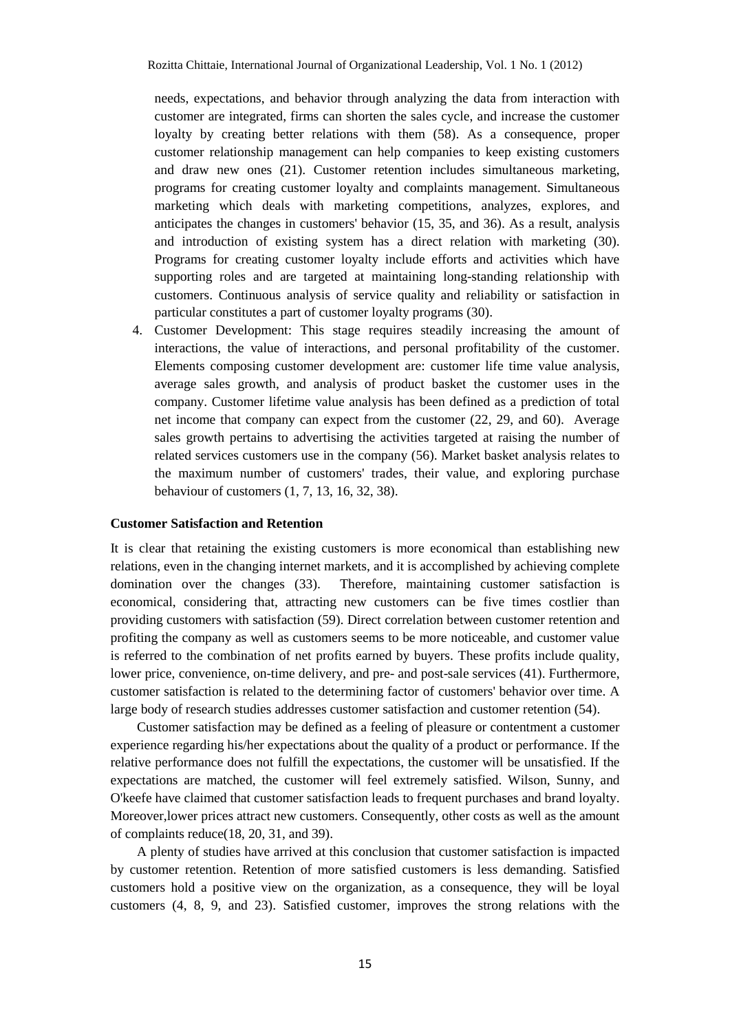needs, expectations, and behavior through analyzing the data from interaction with customer are integrated, firms can shorten the sales cycle, and increase the customer loyalty by creating better relations with them (58). As a consequence, proper customer relationship management can help companies to keep existing customers and draw new ones (21). Customer retention includes simultaneous marketing, programs for creating customer loyalty and complaints management. Simultaneous marketing which deals with marketing competitions, analyzes, explores, and anticipates the changes in customers' behavior (15, 35, and 36). As a result, analysis and introduction of existing system has a direct relation with marketing (30). Programs for creating customer loyalty include efforts and activities which have supporting roles and are targeted at maintaining long-standing relationship with customers. Continuous analysis of service quality and reliability or satisfaction in particular constitutes a part of customer loyalty programs (30).

4. Customer Development: This stage requires steadily increasing the amount of interactions, the value of interactions, and personal profitability of the customer. Elements composing customer development are: customer life time value analysis, average sales growth, and analysis of product basket the customer uses in the company. Customer lifetime value analysis has been defined as a prediction of total net income that company can expect from the customer (22, 29, and 60). Average sales growth pertains to advertising the activities targeted at raising the number of related services customers use in the company (56). Market basket analysis relates to the maximum number of customers' trades, their value, and exploring purchase behaviour of customers (1, 7, 13, 16, 32, 38).

**Customer Satisfaction and Retention**

It is clear that retaining the existing customers is more economical than establishing new relations, even in the changing internet markets, and it is accomplished by achieving complete domination over the changes (33). Therefore, maintaining customer satisfaction is economical, considering that, attracting new customers can be five times costlier than providing customers with satisfaction (59). Direct correlation between customer retention and profiting the company as well as customers seems to be more noticeable, and customer value is referred to the combination of net profits earned by buyers. These profits include quality, lower price, convenience, on-time delivery, and pre- and post-sale services (41). Furthermore, customer satisfaction is related to the determining factor of customers' behavior over time. A large body of research studies addresses customer satisfaction and customer retention (54).

Customer satisfaction may be defined as a feeling of pleasure or contentment a customer experience regarding his/her expectations about the quality of a product or performance. If the relative performance does not fulfill the expectations, the customer will be unsatisfied. If the expectations are matched, the customer will feel extremely satisfied. Wilson, Sunny, and O'keefe have claimed that customer satisfaction leads to frequent purchases and brand loyalty. Moreover,lower prices attract new customers. Consequently, other costs as well as the amount of complaints reduce(18, 20, 31, and 39).

A plenty of studies have arrived at this conclusion that customer satisfaction is impacted by customer retention. Retention of more satisfied customers is less demanding. Satisfied customers hold a positive view on the organization, as a consequence, they will be loyal customers (4, 8, 9, and 23). Satisfied customer, improves the strong relations with the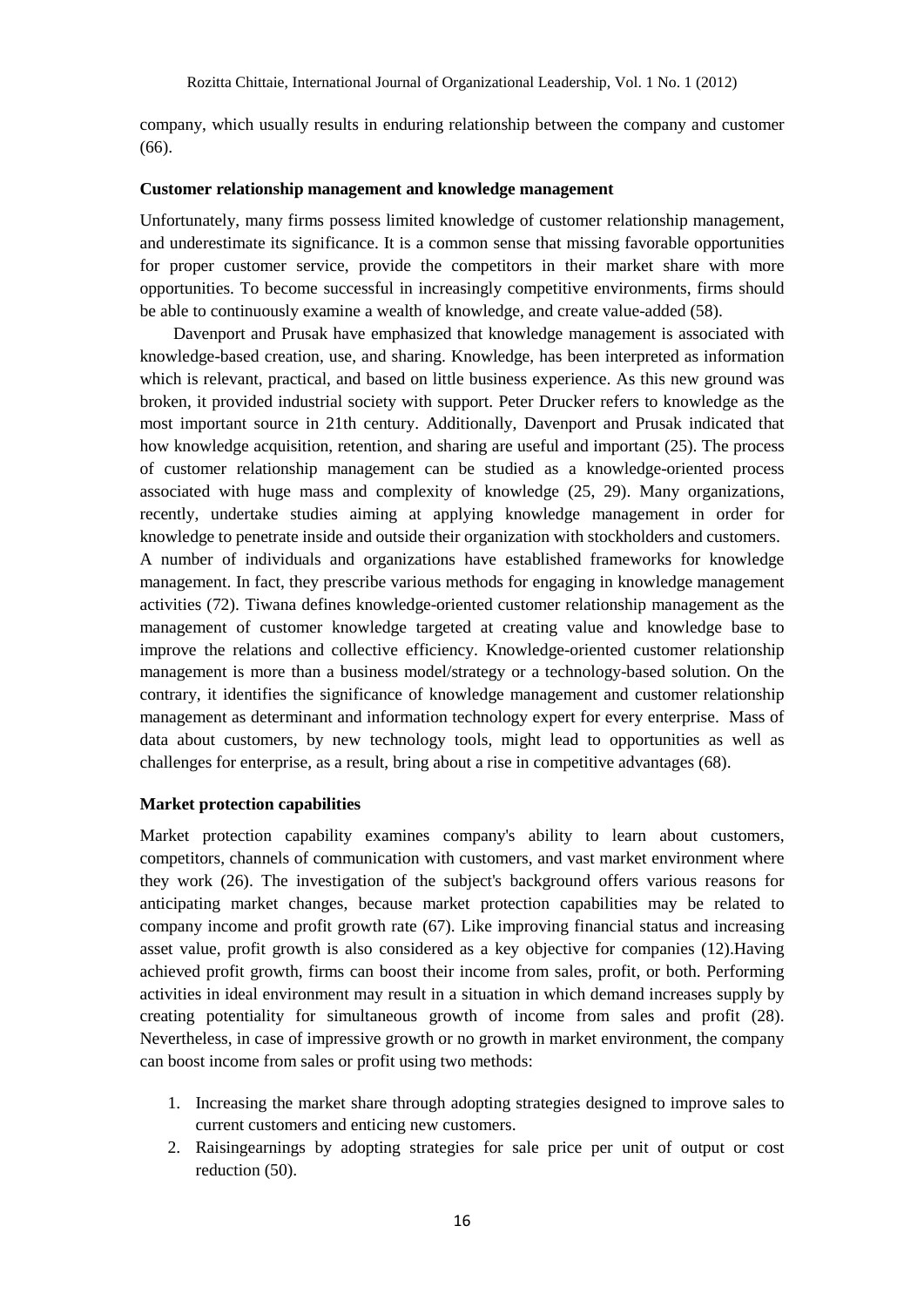company, which usually results in enduring relationship between the company and customer (66).

**Customer relationship management and knowledge management**

Unfortunately, many firms possess limited knowledge of customer relationship management, and underestimate its significance. It is a common sense that missing favorable opportunities for proper customer service, provide the competitors in their market share with more opportunities. To become successful in increasingly competitive environments, firms should be able to continuously examine a wealth of knowledge, and create value-added (58).

Davenport and Prusak have emphasized that knowledge management is associated with knowledge-based creation, use, and sharing. Knowledge, has been interpreted as information which is relevant, practical, and based on little business experience. As this new ground was broken, it provided industrial society with support. Peter Drucker refers to knowledge as the most important source in 21th century. Additionally, Davenport and Prusak indicated that how knowledge acquisition, retention, and sharing are useful and important (25). The process of customer relationship management can be studied as a knowledge-oriented process associated with huge mass and complexity of knowledge (25, 29). Many organizations, recently, undertake studies aiming at applying knowledge management in order for knowledge to penetrate inside and outside their organization with stockholders and customers. A number of individuals and organizations have established frameworks for knowledge management. In fact, they prescribe various methods for engaging in knowledge management activities (72). Tiwana defines knowledge-oriented customer relationship management as the management of customer knowledge targeted at creating value and knowledge base to improve the relations and collective efficiency. Knowledge-oriented customer relationship management is more than a business model/strategy or a technology-based solution. On the contrary, it identifies the significance of knowledge management and customer relationship management as determinant and information technology expert for every enterprise. Mass of data about customers, by new technology tools, might lead to opportunities as well as challenges for enterprise, as a result, bring about a rise in competitive advantages (68).

**Market protection capabilities**

Market protection capability examines company's ability to learn about customers, competitors, channels of communication with customers, and vast market environment where they work (26). The investigation of the subject's background offers various reasons for anticipating market changes, because market protection capabilities may be related to company income and profit growth rate (67). Like improving financial status and increasing asset value, profit growth is also considered as a key objective for companies (12).Having achieved profit growth, firms can boost their income from sales, profit, or both. Performing activities in ideal environment may result in a situation in which demand increases supply by creating potentiality for simultaneous growth of income from sales and profit (28). Nevertheless, in case of impressive growth or no growth in market environment, the company can boost income from sales or profit using two methods:

1. Increasing the market share through adopting strategies designed to improve sales to current customers and enticing new customers.
2. Raisingearnings by adopting strategies for sale price per unit of output or cost reduction (50).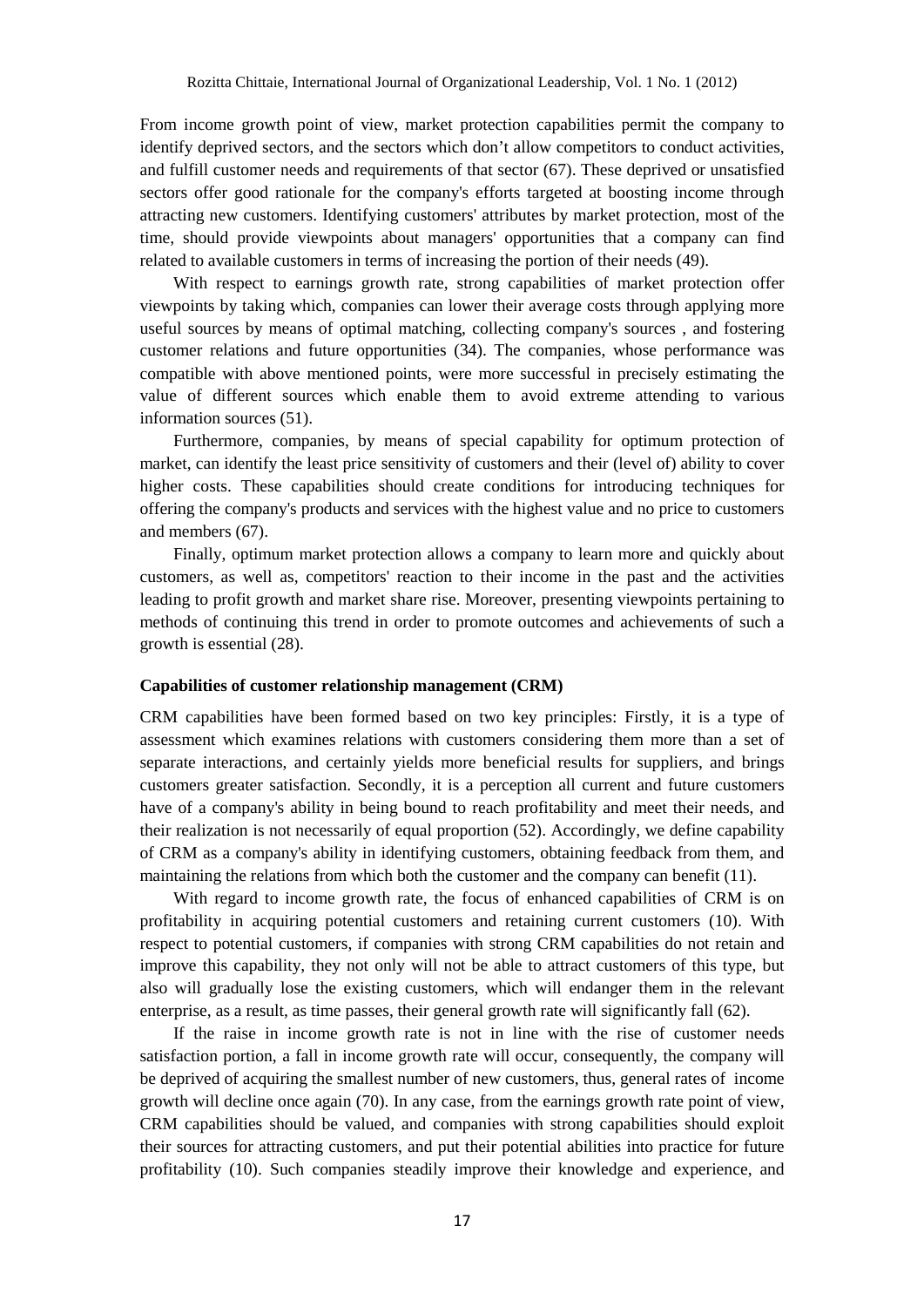From income growth point of view, market protection capabilities permit the company to identify deprived sectors, and the sectors which don't allow competitors to conduct activities, and fulfill customer needs and requirements of that sector (67). These deprived or unsatisfied sectors offer good rationale for the company's efforts targeted at boosting income through attracting new customers. Identifying customers' attributes by market protection, most of the time, should provide viewpoints about managers' opportunities that a company can find related to available customers in terms of increasing the portion of their needs (49).

With respect to earnings growth rate, strong capabilities of market protection offer viewpoints by taking which, companies can lower their average costs through applying more useful sources by means of optimal matching, collecting company's sources , and fostering customer relations and future opportunities (34). The companies, whose performance was compatible with above mentioned points, were more successful in precisely estimating the value of different sources which enable them to avoid extreme attending to various information sources (51).

Furthermore, companies, by means of special capability for optimum protection of market, can identify the least price sensitivity of customers and their (level of) ability to cover higher costs. These capabilities should create conditions for introducing techniques for offering the company's products and services with the highest value and no price to customers and members (67).

Finally, optimum market protection allows a company to learn more and quickly about customers, as well as, competitors' reaction to their income in the past and the activities leading to profit growth and market share rise. Moreover, presenting viewpoints pertaining to methods of continuing this trend in order to promote outcomes and achievements of such a growth is essential (28).

**Capabilities of customer relationship management (CRM)**

CRM capabilities have been formed based on two key principles: Firstly, it is a type of assessment which examines relations with customers considering them more than a set of separate interactions, and certainly yields more beneficial results for suppliers, and brings customers greater satisfaction. Secondly, it is a perception all current and future customers have of a company's ability in being bound to reach profitability and meet their needs, and their realization is not necessarily of equal proportion (52). Accordingly, we define capability of CRM as a company's ability in identifying customers, obtaining feedback from them, and maintaining the relations from which both the customer and the company can benefit (11).

With regard to income growth rate, the focus of enhanced capabilities of CRM is on profitability in acquiring potential customers and retaining current customers (10). With respect to potential customers, if companies with strong CRM capabilities do not retain and improve this capability, they not only will not be able to attract customers of this type, but also will gradually lose the existing customers, which will endanger them in the relevant enterprise, as a result, as time passes, their general growth rate will significantly fall (62).

If the raise in income growth rate is not in line with the rise of customer needs satisfaction portion, a fall in income growth rate will occur, consequently, the company will be deprived of acquiring the smallest number of new customers, thus, general rates of income growth will decline once again (70). In any case, from the earnings growth rate point of view, CRM capabilities should be valued, and companies with strong capabilities should exploit their sources for attracting customers, and put their potential abilities into practice for future profitability (10). Such companies steadily improve their knowledge and experience, and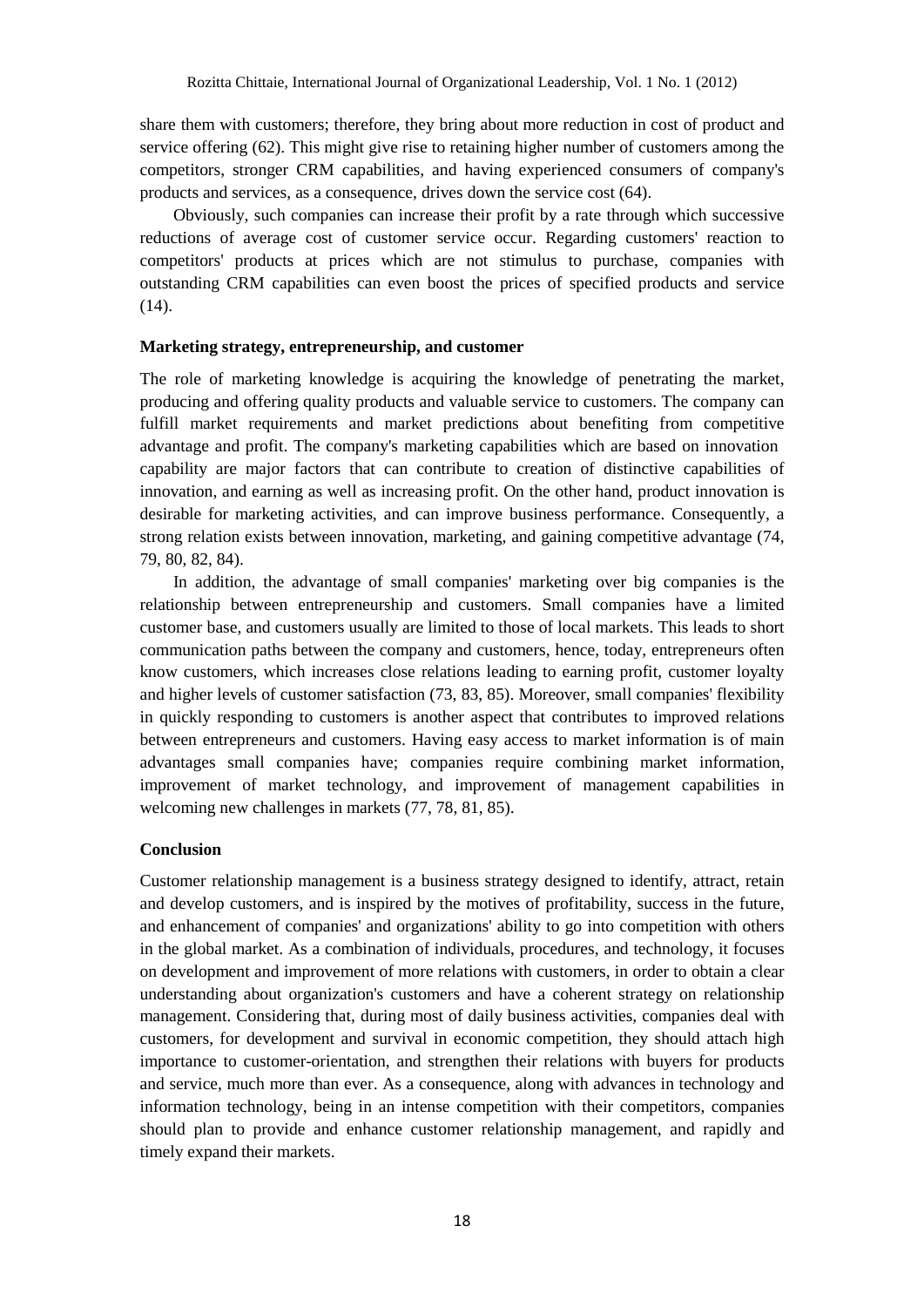share them with customers; therefore, they bring about more reduction in cost of product and service offering (62). This might give rise to retaining higher number of customers among the competitors, stronger CRM capabilities, and having experienced consumers of company's products and services, as a consequence, drives down the service cost (64).

Obviously, such companies can increase their profit by a rate through which successive reductions of average cost of customer service occur. Regarding customers' reaction to competitors' products at prices which are not stimulus to purchase, companies with outstanding CRM capabilities can even boost the prices of specified products and service (14).

**Marketing strategy, entrepreneurship, and customer**

The role of marketing knowledge is acquiring the knowledge of penetrating the market, producing and offering quality products and valuable service to customers. The company can fulfill market requirements and market predictions about benefiting from competitive advantage and profit. The company's marketing capabilities which are based on innovation capability are major factors that can contribute to creation of distinctive capabilities of innovation, and earning as well as increasing profit. On the other hand, product innovation is desirable for marketing activities, and can improve business performance. Consequently, a strong relation exists between innovation, marketing, and gaining competitive advantage (74, 79, 80, 82, 84).

In addition, the advantage of small companies' marketing over big companies is the relationship between entrepreneurship and customers. Small companies have a limited customer base, and customers usually are limited to those of local markets. This leads to short communication paths between the company and customers, hence, today, entrepreneurs often know customers, which increases close relations leading to earning profit, customer loyalty and higher levels of customer satisfaction (73, 83, 85). Moreover, small companies' flexibility in quickly responding to customers is another aspect that contributes to improved relations between entrepreneurs and customers. Having easy access to market information is of main advantages small companies have; companies require combining market information, improvement of market technology, and improvement of management capabilities in welcoming new challenges in markets (77, 78, 81, 85).

**Conclusion**

Customer relationship management is a business strategy designed to identify, attract, retain and develop customers, and is inspired by the motives of profitability, success in the future, and enhancement of companies' and organizations' ability to go into competition with others in the global market. As a combination of individuals, procedures, and technology, it focuses on development and improvement of more relations with customers, in order to obtain a clear understanding about organization's customers and have a coherent strategy on relationship management. Considering that, during most of daily business activities, companies deal with customers, for development and survival in economic competition, they should attach high importance to customer-orientation, and strengthen their relations with buyers for products and service, much more than ever. As a consequence, along with advances in technology and information technology, being in an intense competition with their competitors, companies should plan to provide and enhance customer relationship management, and rapidly and timely expand their markets.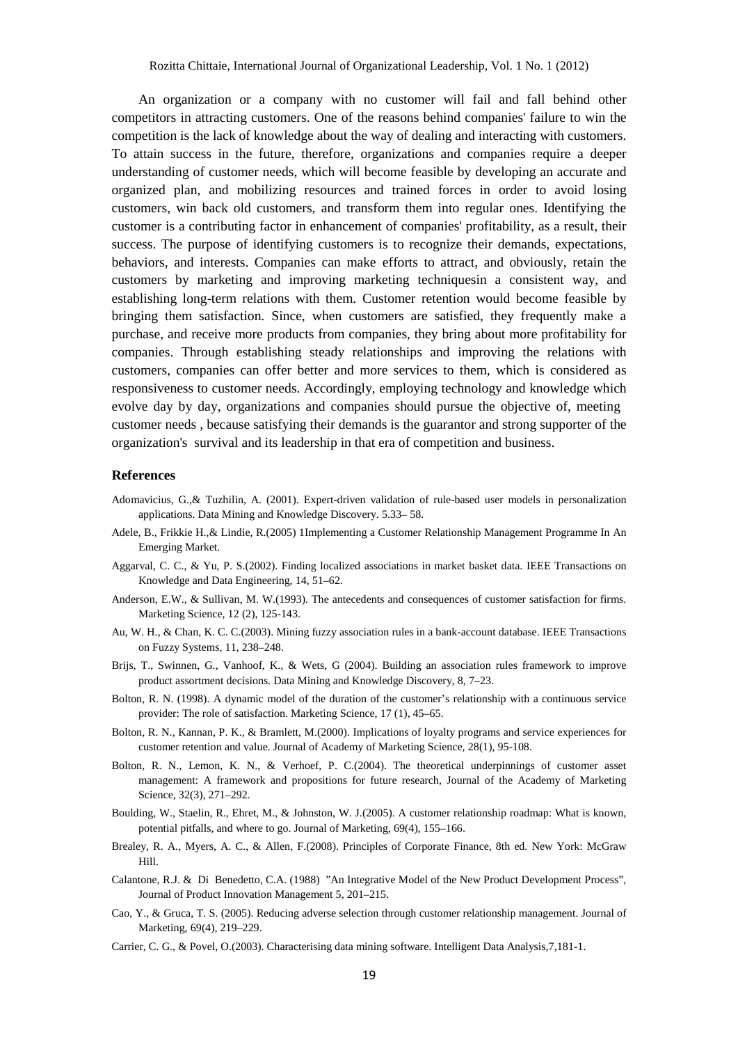An organization or a company with no customer will fail and fall behind other competitors in attracting customers. One of the reasons behind companies' failure to win the competition is the lack of knowledge about the way of dealing and interacting with customers. To attain success in the future, therefore, organizations and companies require a deeper understanding of customer needs, which will become feasible by developing an accurate and organized plan, and mobilizing resources and trained forces in order to avoid losing customers, win back old customers, and transform them into regular ones. Identifying the customer is a contributing factor in enhancement of companies' profitability, as a result, their success. The purpose of identifying customers is to recognize their demands, expectations, behaviors, and interests. Companies can make efforts to attract, and obviously, retain the customers by marketing and improving marketing techniquesin a consistent way, and establishing long-term relations with them. Customer retention would become feasible by bringing them satisfaction. Since, when customers are satisfied, they frequently make a purchase, and receive more products from companies, they bring about more profitability for companies. Through establishing steady relationships and improving the relations with customers, companies can offer better and more services to them, which is considered as responsiveness to customer needs. Accordingly, employing technology and knowledge which evolve day by day, organizations and companies should pursue the objective of, meeting customer needs , because satisfying their demands is the guarantor and strong supporter of the organization's survival and its leadership in that era of competition and business.

## References

Adomavicius, G.,& Tuzhilin, A. (2001). Expert-driven validation of rule-based user models in personalization applications. Data Mining and Knowledge Discovery. 5.33– 58.

Adele, B., Frikkie H.,& Lindie, R.(2005) 1Implementing a Customer Relationship Management Programme In An Emerging Market.

Aggarval, C. C., & Yu, P. S.(2002). Finding localized associations in market basket data. IEEE Transactions on Knowledge and Data Engineering, 14, 51–62.

Anderson, E.W., & Sullivan, M. W.(1993). The antecedents and consequences of customer satisfaction for firms. Marketing Science, 12 (2), 125-143.

Au, W. H., & Chan, K. C. C.(2003). Mining fuzzy association rules in a bank-account database. IEEE Transactions on Fuzzy Systems, 11, 238–248.

Brijs, T., Swinnen, G., Vanhoof, K., & Wets, G (2004). Building an association rules framework to improve product assortment decisions. Data Mining and Knowledge Discovery, 8, 7–23.

Bolton, R. N. (1998). A dynamic model of the duration of the customer's relationship with a continuous service provider: The role of satisfaction. Marketing Science, 17 (1), 45–65.

Bolton, R. N., Kannan, P. K., & Bramlett, M.(2000). Implications of loyalty programs and service experiences for customer retention and value. Journal of Academy of Marketing Science, 28(1), 95-108.

Bolton, R. N., Lemon, K. N., & Verhoef, P. C.(2004). The theoretical underpinnings of customer asset management: A framework and propositions for future research, Journal of the Academy of Marketing Science, 32(3), 271–292.

Boulding, W., Staelin, R., Ehret, M., & Johnston, W. J.(2005). A customer relationship roadmap: What is known, potential pitfalls, and where to go. Journal of Marketing, 69(4), 155–166.

Brealey, R. A., Myers, A. C., & Allen, F.(2008). Principles of Corporate Finance, 8th ed. New York: McGraw Hill.

Calantone, R.J. & Di Benedetto, C.A. (1988) "An Integrative Model of the New Product Development Process", Journal of Product Innovation Management 5, 201–215.

Cao, Y., & Gruca, T. S. (2005). Reducing adverse selection through customer relationship management. Journal of Marketing, 69(4), 219–229.

Carrier, C. G., & Povel, O.(2003). Characterising data mining software. Intelligent Data Analysis,7,181-1.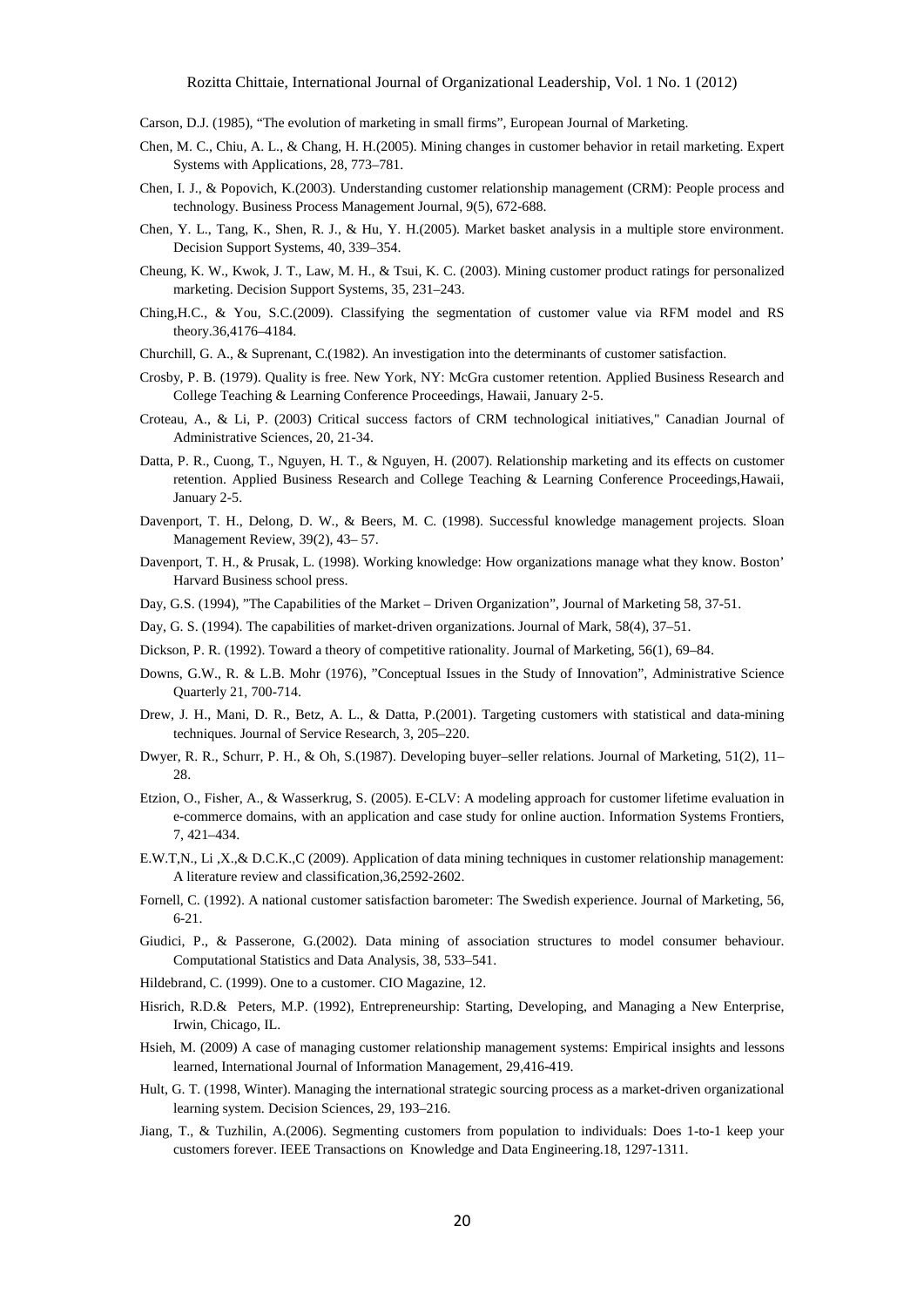Carson, D.J. (1985), "The evolution of marketing in small firms", European Journal of Marketing.

Chen, M. C., Chiu, A. L., & Chang, H. H.(2005). Mining changes in customer behavior in retail marketing. Expert Systems with Applications, 28, 773–781.

Chen, I. J., & Popovich, K.(2003). Understanding customer relationship management (CRM): People process and technology. Business Process Management Journal, 9(5), 672-688.

Chen, Y. L., Tang, K., Shen, R. J., & Hu, Y. H.(2005). Market basket analysis in a multiple store environment. Decision Support Systems, 40, 339–354.

Cheung, K. W., Kwok, J. T., Law, M. H., & Tsui, K. C. (2003). Mining customer product ratings for personalized marketing. Decision Support Systems, 35, 231–243.

Ching,H.C., & You, S.C.(2009). Classifying the segmentation of customer value via RFM model and RS theory.36,4176–4184.

Churchill, G. A., & Suprenant, C.(1982). An investigation into the determinants of customer satisfaction.

Crosby, P. B. (1979). Quality is free. New York, NY: McGra customer retention. Applied Business Research and College Teaching & Learning Conference Proceedings, Hawaii, January 2-5.

Croteau, A., & Li, P. (2003) Critical success factors of CRM technological initiatives," Canadian Journal of Administrative Sciences, 20, 21-34.

Datta, P. R., Cuong, T., Nguyen, H. T., & Nguyen, H. (2007). Relationship marketing and its effects on customer retention. Applied Business Research and College Teaching & Learning Conference Proceedings,Hawaii, January 2-5.

Davenport, T. H., Delong, D. W., & Beers, M. C. (1998). Successful knowledge management projects. Sloan Management Review, 39(2), 43– 57.

Davenport, T. H., & Prusak, L. (1998). Working knowledge: How organizations manage what they know. Boston' Harvard Business school press.

Day, G.S. (1994), "The Capabilities of the Market – Driven Organization", Journal of Marketing 58, 37-51.

Day, G. S. (1994). The capabilities of market-driven organizations. Journal of Mark, 58(4), 37–51.

Dickson, P. R. (1992). Toward a theory of competitive rationality. Journal of Marketing, 56(1), 69–84.

Downs, G.W., R. & L.B. Mohr (1976), "Conceptual Issues in the Study of Innovation", Administrative Science Quarterly 21, 700-714.

Drew, J. H., Mani, D. R., Betz, A. L., & Datta, P.(2001). Targeting customers with statistical and data-mining techniques. Journal of Service Research, 3, 205–220.

Dwyer, R. R., Schurr, P. H., & Oh, S.(1987). Developing buyer–seller relations. Journal of Marketing, 51(2), 11–28.

Etzion, O., Fisher, A., & Wasserkrug, S. (2005). E-CLV: A modeling approach for customer lifetime evaluation in e-commerce domains, with an application and case study for online auction. Information Systems Frontiers, 7, 421–434.

E.W.T,N., Li ,X.,& D.C.K.,C (2009). Application of data mining techniques in customer relationship management: A literature review and classification,36,2592-2602.

Fornell, C. (1992). A national customer satisfaction barometer: The Swedish experience. Journal of Marketing, 56, 6-21.

Giudici, P., & Passerone, G.(2002). Data mining of association structures to model consumer behaviour. Computational Statistics and Data Analysis, 38, 533–541.

Hildebrand, C. (1999). One to a customer. CIO Magazine, 12.

Hisrich, R.D.& Peters, M.P. (1992), Entrepreneurship: Starting, Developing, and Managing a New Enterprise, Irwin, Chicago, IL.

Hsieh, M. (2009) A case of managing customer relationship management systems: Empirical insights and lessons learned, International Journal of Information Management, 29,416-419.

Hult, G. T. (1998, Winter). Managing the international strategic sourcing process as a market-driven organizational learning system. Decision Sciences, 29, 193–216.

Jiang, T., & Tuzhilin, A.(2006). Segmenting customers from population to individuals: Does 1-to-1 keep your customers forever. IEEE Transactions on Knowledge and Data Engineering.18, 1297-1311.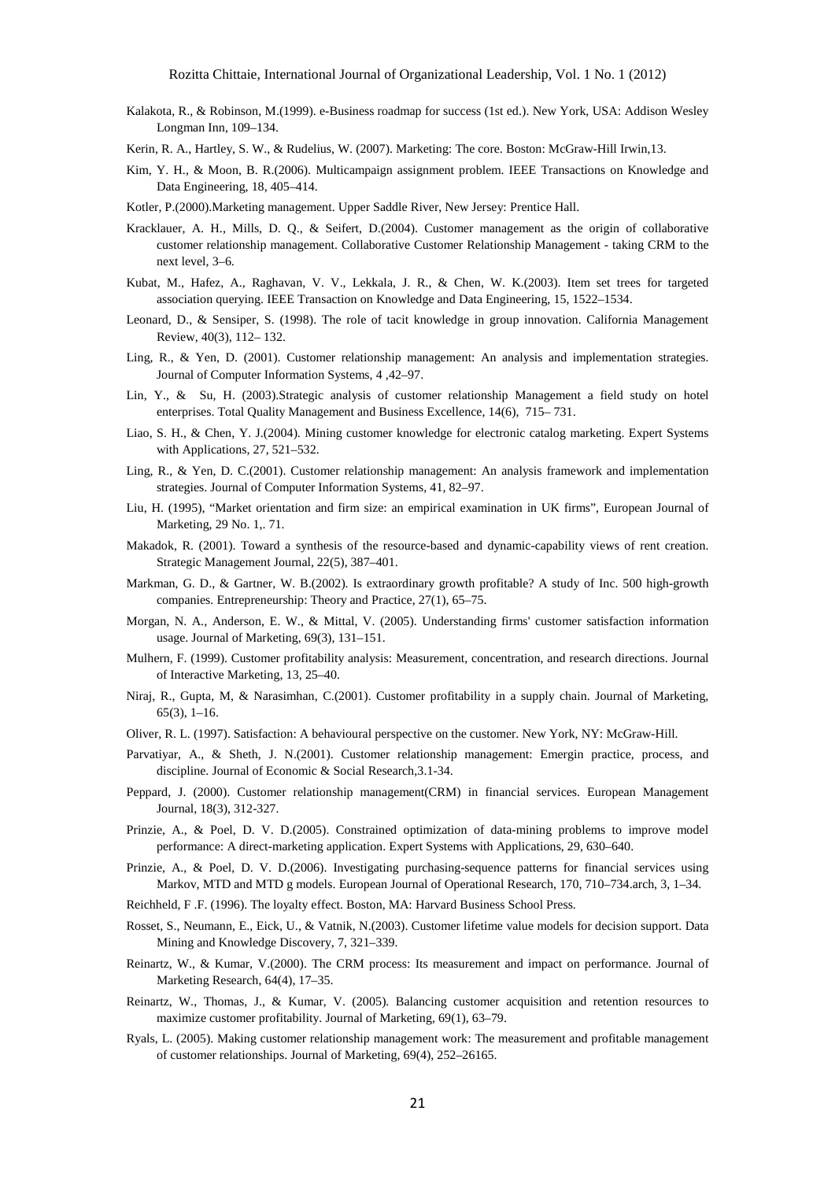Kalakota, R., & Robinson, M.(1999). e-Business roadmap for success (1st ed.). New York, USA: Addison Wesley Longman Inn, 109–134.

Kerin, R. A., Hartley, S. W., & Rudelius, W. (2007). Marketing: The core. Boston: McGraw-Hill Irwin,13.

Kim, Y. H., & Moon, B. R.(2006). Multicampaign assignment problem. IEEE Transactions on Knowledge and Data Engineering, 18, 405–414.

Kotler, P.(2000).Marketing management. Upper Saddle River, New Jersey: Prentice Hall.

Kracklauer, A. H., Mills, D. Q., & Seifert, D.(2004). Customer management as the origin of collaborative customer relationship management. Collaborative Customer Relationship Management - taking CRM to the next level, 3–6.

Kubat, M., Hafez, A., Raghavan, V. V., Lekkala, J. R., & Chen, W. K.(2003). Item set trees for targeted association querying. IEEE Transaction on Knowledge and Data Engineering, 15, 1522–1534.

Leonard, D., & Sensiper, S. (1998). The role of tacit knowledge in group innovation. California Management Review, 40(3), 112– 132.

Ling, R., & Yen, D. (2001). Customer relationship management: An analysis and implementation strategies. Journal of Computer Information Systems, 4 ,42–97.

Lin, Y., & Su, H. (2003).Strategic analysis of customer relationship Management a field study on hotel enterprises. Total Quality Management and Business Excellence, 14(6), 715– 731.

Liao, S. H., & Chen, Y. J.(2004). Mining customer knowledge for electronic catalog marketing. Expert Systems with Applications, 27, 521–532.

Ling, R., & Yen, D. C.(2001). Customer relationship management: An analysis framework and implementation strategies. Journal of Computer Information Systems, 41, 82–97.

Liu, H. (1995), "Market orientation and firm size: an empirical examination in UK firms", European Journal of Marketing, 29 No. 1,. 71.

Makadok, R. (2001). Toward a synthesis of the resource-based and dynamic-capability views of rent creation. Strategic Management Journal, 22(5), 387–401.

Markman, G. D., & Gartner, W. B.(2002). Is extraordinary growth profitable? A study of Inc. 500 high-growth companies. Entrepreneurship: Theory and Practice, 27(1), 65–75.

Morgan, N. A., Anderson, E. W., & Mittal, V. (2005). Understanding firms' customer satisfaction information usage. Journal of Marketing, 69(3), 131–151.

Mulhern, F. (1999). Customer profitability analysis: Measurement, concentration, and research directions. Journal of Interactive Marketing, 13, 25–40.

Niraj, R., Gupta, M, & Narasimhan, C.(2001). Customer profitability in a supply chain. Journal of Marketing, 65(3), 1–16.

Oliver, R. L. (1997). Satisfaction: A behavioural perspective on the customer. New York, NY: McGraw-Hill.

Parvatiyar, A., & Sheth, J. N.(2001). Customer relationship management: Emergin practice, process, and discipline. Journal of Economic & Social Research,3.1-34.

Peppard, J. (2000). Customer relationship management(CRM) in financial services. European Management Journal, 18(3), 312-327.

Prinzie, A., & Poel, D. V. D.(2005). Constrained optimization of data-mining problems to improve model performance: A direct-marketing application. Expert Systems with Applications, 29, 630–640.

Prinzie, A., & Poel, D. V. D.(2006). Investigating purchasing-sequence patterns for financial services using Markov, MTD and MTD g models. European Journal of Operational Research, 170, 710–734.arch, 3, 1–34.

Reichheld, F .F. (1996). The loyalty effect. Boston, MA: Harvard Business School Press.

Rosset, S., Neumann, E., Eick, U., & Vatnik, N.(2003). Customer lifetime value models for decision support. Data Mining and Knowledge Discovery, 7, 321–339.

Reinartz, W., & Kumar, V.(2000). The CRM process: Its measurement and impact on performance. Journal of Marketing Research, 64(4), 17–35.

Reinartz, W., Thomas, J., & Kumar, V. (2005). Balancing customer acquisition and retention resources to maximize customer profitability. Journal of Marketing, 69(1), 63–79.

Ryals, L. (2005). Making customer relationship management work: The measurement and profitable management of customer relationships. Journal of Marketing, 69(4), 252–26165.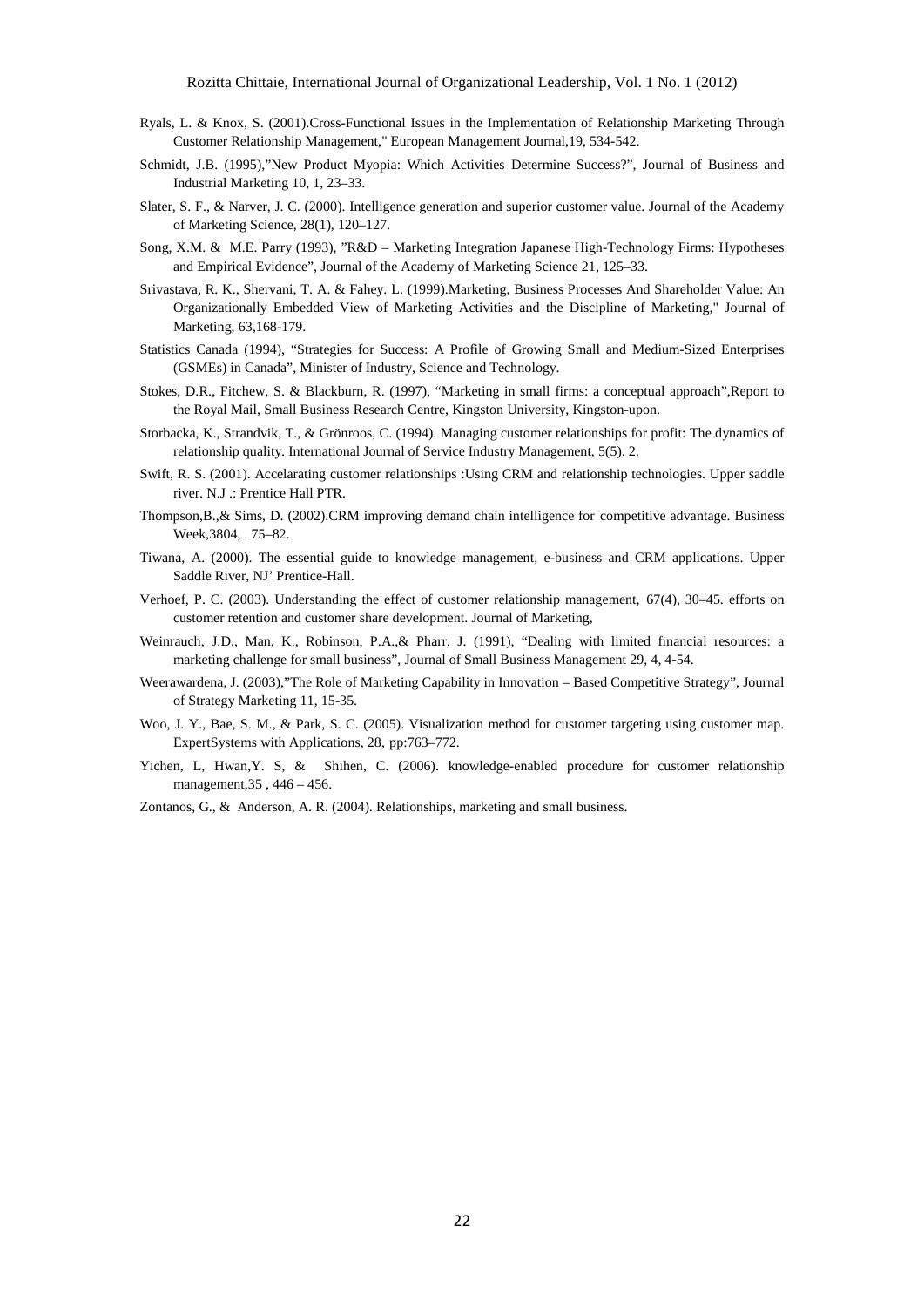Ryals, L. & Knox, S. (2001).Cross-Functional Issues in the Implementation of Relationship Marketing Through Customer Relationship Management," European Management Journal,19, 534-542.

Schmidt, J.B. (1995),"New Product Myopia: Which Activities Determine Success?", Journal of Business and Industrial Marketing 10, 1, 23–33.

Slater, S. F., & Narver, J. C. (2000). Intelligence generation and superior customer value. Journal of the Academy of Marketing Science, 28(1), 120–127.

Song, X.M. & M.E. Parry (1993), "R&D – Marketing Integration Japanese High-Technology Firms: Hypotheses and Empirical Evidence", Journal of the Academy of Marketing Science 21, 125–33.

Srivastava, R. K., Shervani, T. A. & Fahey. L. (1999).Marketing, Business Processes And Shareholder Value: An Organizationally Embedded View of Marketing Activities and the Discipline of Marketing," Journal of Marketing, 63,168-179.

Statistics Canada (1994), "Strategies for Success: A Profile of Growing Small and Medium-Sized Enterprises (GSMEs) in Canada", Minister of Industry, Science and Technology.

Stokes, D.R., Fitchew, S. & Blackburn, R. (1997), "Marketing in small firms: a conceptual approach",Report to the Royal Mail, Small Business Research Centre, Kingston University, Kingston-upon.

Storbacka, K., Strandvik, T., & Grönroos, C. (1994). Managing customer relationships for profit: The dynamics of relationship quality. International Journal of Service Industry Management, 5(5), 2.

Swift, R. S. (2001). Accelarating customer relationships :Using CRM and relationship technologies. Upper saddle river. N.J .: Prentice Hall PTR.

Thompson,B.,& Sims, D. (2002).CRM improving demand chain intelligence for competitive advantage. Business Week,3804, . 75–82.

Tiwana, A. (2000). The essential guide to knowledge management, e-business and CRM applications. Upper Saddle River, NJ' Prentice-Hall.

Verhoef, P. C. (2003). Understanding the effect of customer relationship management, 67(4), 30–45. efforts on customer retention and customer share development. Journal of Marketing,

Weinrauch, J.D., Man, K., Robinson, P.A.,& Pharr, J. (1991), "Dealing with limited financial resources: a marketing challenge for small business", Journal of Small Business Management 29, 4, 4-54.

Weerawardena, J. (2003),"The Role of Marketing Capability in Innovation – Based Competitive Strategy", Journal of Strategy Marketing 11, 15-35.

Woo, J. Y., Bae, S. M., & Park, S. C. (2005). Visualization method for customer targeting using customer map. ExpertSystems with Applications, 28, pp:763–772.

Yichen, L, Hwan,Y. S, & Shihen, C. (2006). knowledge-enabled procedure for customer relationship management,35 , 446 – 456.

Zontanos, G., & Anderson, A. R. (2004). Relationships, marketing and small business.